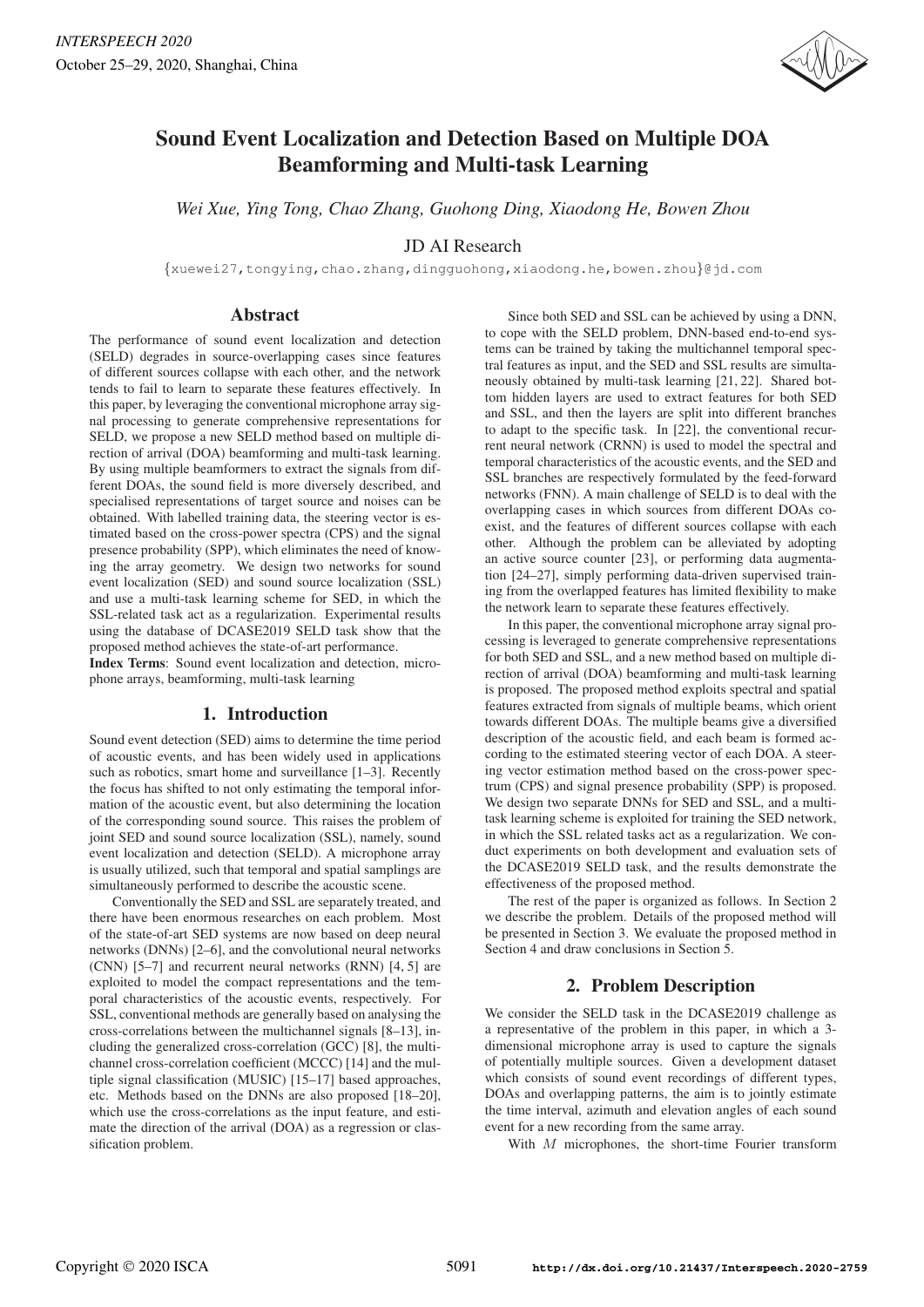# Sound Event Localization and Detection Based on Multiple DOA Beamforming and Multi-task Learning

*Wei Xue, Ying Tong, Chao Zhang, Guohong Ding, Xiaodong He, Bowen Zhou*

JD AI Research

{xuewei27,tongying,chao.zhang,dingguohong,xiaodong.he,bowen.zhou}@jd.com

## Abstract

The performance of sound event localization and detection (SELD) degrades in source-overlapping cases since features of different sources collapse with each other, and the network tends to fail to learn to separate these features effectively. In this paper, by leveraging the conventional microphone array signal processing to generate comprehensive representations for SELD, we propose a new SELD method based on multiple direction of arrival (DOA) beamforming and multi-task learning. By using multiple beamformers to extract the signals from different DOAs, the sound field is more diversely described, and specialised representations of target source and noises can be obtained. With labelled training data, the steering vector is estimated based on the cross-power spectra (CPS) and the signal presence probability (SPP), which eliminates the need of knowing the array geometry. We design two networks for sound event localization (SED) and sound source localization (SSL) and use a multi-task learning scheme for SED, in which the SSL-related task act as a regularization. Experimental results using the database of DCASE2019 SELD task show that the proposed method achieves the state-of-art performance.

**Index Terms**: Sound event localization and detection, microphone arrays, beamforming, multi-task learning

## 1. Introduction

Sound event detection (SED) aims to determine the time period of acoustic events, and has been widely used in applications such as robotics, smart home and surveillance [1–3]. Recently the focus has shifted to not only estimating the temporal information of the acoustic event, but also determining the location of the corresponding sound source. This raises the problem of joint SED and sound source localization (SSL), namely, sound event localization and detection (SELD). A microphone array is usually utilized, such that temporal and spatial samplings are simultaneously performed to describe the acoustic scene.

Conventionally the SED and SSL are separately treated, and there have been enormous researches on each problem. Most of the state-of-art SED systems are now based on deep neural networks (DNNs) [2–6], and the convolutional neural networks (CNN) [5–7] and recurrent neural networks (RNN) [4, 5] are exploited to model the compact representations and the temporal characteristics of the acoustic events, respectively. For SSL, conventional methods are generally based on analysing the cross-correlations between the multichannel signals [8–13], including the generalized cross-correlation (GCC) [8], the multichannel cross-correlation coefficient (MCCC) [14] and the multiple signal classification (MUSIC) [15–17] based approaches, etc. Methods based on the DNNs are also proposed [18–20], which use the cross-correlations as the input feature, and estimate the direction of the arrival (DOA) as a regression or classification problem.

Since both SED and SSL can be achieved by using a DNN, to cope with the SELD problem, DNN-based end-to-end systems can be trained by taking the multichannel temporal spectral features as input, and the SED and SSL results are simultaneously obtained by multi-task learning [21, 22]. Shared bottom hidden layers are used to extract features for both SED and SSL, and then the layers are split into different branches to adapt to the specific task. In [22], the conventional recurrent neural network (CRNN) is used to model the spectral and temporal characteristics of the acoustic events, and the SED and SSL branches are respectively formulated by the feed-forward networks (FNN). A main challenge of SELD is to deal with the overlapping cases in which sources from different DOAs coexist, and the features of different sources collapse with each other. Although the problem can be alleviated by adopting an active source counter [23], or performing data augmentation [24–27], simply performing data-driven supervised training from the overlapped features has limited flexibility to make the network learn to separate these features effectively.

In this paper, the conventional microphone array signal processing is leveraged to generate comprehensive representations for both SED and SSL, and a new method based on multiple direction of arrival (DOA) beamforming and multi-task learning is proposed. The proposed method exploits spectral and spatial features extracted from signals of multiple beams, which orient towards different DOAs. The multiple beams give a diversified description of the acoustic field, and each beam is formed according to the estimated steering vector of each DOA. A steering vector estimation method based on the cross-power spectrum (CPS) and signal presence probability (SPP) is proposed. We design two separate DNNs for SED and SSL, and a multi-task learning scheme is exploited for training the SED network, in which the SSL related tasks act as a regularization. We conduct experiments on both development and evaluation sets of the DCASE2019 SELD task, and the results demonstrate the effectiveness of the proposed method.

The rest of the paper is organized as follows. In Section 2 we describe the problem. Details of the proposed method will be presented in Section 3. We evaluate the proposed method in Section 4 and draw conclusions in Section 5.

## 2. Problem Description

We consider the SELD task in the DCASE2019 challenge as a representative of the problem in this paper, in which a 3-dimensional microphone array is used to capture the signals of potentially multiple sources. Given a development dataset which consists of sound event recordings of different types, DOAs and overlapping patterns, the aim is to jointly estimate the time interval, azimuth and elevation angles of each sound event for a new recording from the same array.

With $M$ microphones, the short-time Fourier transform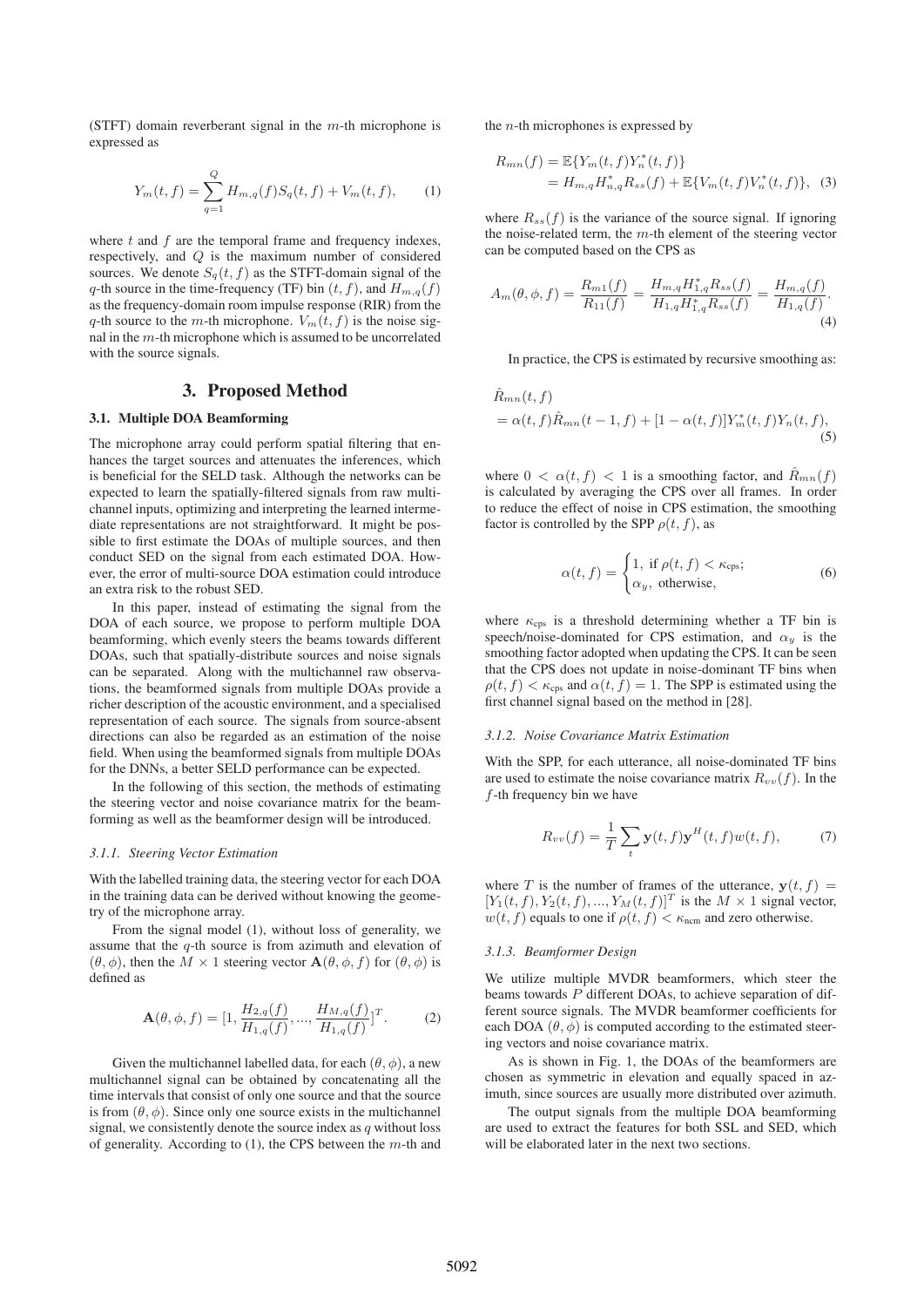(STFT) domain reverberant signal in the $m$-th microphone is expressed as

$$Y_m(t,f) = \sum_{q=1}^{Q} H_{m,q}(f) S_q(t,f) + V_m(t,f), \qquad (1)$$

where $t$ and $f$ are the temporal frame and frequency indexes, respectively, and $Q$ is the maximum number of considered sources. We denote $S_q(t,f)$ as the STFT-domain signal of the $q$-th source in the time-frequency (TF) bin $(t,f)$, and $H_{m,q}(f)$ as the frequency-domain room impulse response (RIR) from the $q$-th source to the $m$-th microphone. $V_m(t,f)$ is the noise signal in the $m$-th microphone which is assumed to be uncorrelated with the source signals.

# 3. Proposed Method

## 3.1. Multiple DOA Beamforming

The microphone array could perform spatial filtering that enhances the target sources and attenuates the inferences, which is beneficial for the SELD task. Although the networks can be expected to learn the spatially-filtered signals from raw multichannel inputs, optimizing and interpreting the learned intermediate representations are not straightforward. It might be possible to first estimate the DOAs of multiple sources, and then conduct SED on the signal from each estimated DOA. However, the error of multi-source DOA estimation could introduce an extra risk to the robust SED.

In this paper, instead of estimating the signal from the DOA of each source, we propose to perform multiple DOA beamforming, which evenly steers the beams towards different DOAs, such that spatially-distribute sources and noise signals can be separated. Along with the multichannel raw observations, the beamformed signals from multiple DOAs provide a richer description of the acoustic environment, and a specialised representation of each source. The signals from source-absent directions can also be regarded as an estimation of the noise field. When using the beamformed signals from multiple DOAs for the DNNs, a better SELD performance can be expected.

In the following of this section, the methods of estimating the steering vector and noise covariance matrix for the beamforming as well as the beamformer design will be introduced.

### *3.1.1. Steering Vector Estimation*

With the labelled training data, the steering vector for each DOA in the training data can be derived without knowing the geometry of the microphone array.

From the signal model (1), without loss of generality, we assume that the $q$-th source is from azimuth and elevation of $(\theta, \phi)$, then the $M \times 1$ steering vector $\mathbf{A}(\theta, \phi, f)$ for $(\theta, \phi)$ is defined as

$$\mathbf{A}(\theta, \phi, f) = [1, \frac{H_{2,q}(f)}{H_{1,q}(f)}, ..., \frac{H_{M,q}(f)}{H_{1,q}(f)}]^T. \qquad (2)$$

Given the multichannel labelled data, for each $(\theta, \phi)$, a new multichannel signal can be obtained by concatenating all the time intervals that consist of only one source and that the source is from $(\theta, \phi)$. Since only one source exists in the multichannel signal, we consistently denote the source index as $q$ without loss of generality. According to (1), the CPS between the $m$-th and the $n$-th microphones is expressed by

$$\begin{aligned} R_{mn}(f) &= \mathbb{E}\{Y_m(t,f) Y_n^*(t,f)\} \\ &= H_{m,q} H_{n,q}^* R_{ss}(f) + \mathbb{E}\{V_m(t,f) V_n^*(t,f)\}, \end{aligned} \qquad (3)$$

where $R_{ss}(f)$ is the variance of the source signal. If ignoring the noise-related term, the $m$-th element of the steering vector can be computed based on the CPS as

$$A_m(\theta, \phi, f) = \frac{R_{m1}(f)}{R_{11}(f)} = \frac{H_{m,q} H_{1,q}^* R_{ss}(f)}{H_{1,q} H_{1,q}^* R_{ss}(f)} = \frac{H_{m,q}(f)}{H_{1,q}(f)}. \qquad (4)$$

In practice, the CPS is estimated by recursive smoothing as:

$$\begin{aligned} &\hat{R}_{mn}(t,f) \\ &= \alpha(t,f) \hat{R}_{mn}(t-1,f) + [1 - \alpha(t,f)] Y_m^*(t,f) Y_n(t,f), \end{aligned} \qquad (5)$$

where $0 < \alpha(t,f) < 1$ is a smoothing factor, and $\hat{R}_{mn}(f)$ is calculated by averaging the CPS over all frames. In order to reduce the effect of noise in CPS estimation, the smoothing factor is controlled by the SPP $\rho(t,f)$, as

$$\alpha(t,f) = \begin{cases} 1, \text{ if } \rho(t,f) < \kappa_{\text{cps}}; \\ \alpha_y, \text{ otherwise}, \end{cases} \qquad (6)$$

where $\kappa_{\text{cps}}$ is a threshold determining whether a TF bin is speech/noise-dominated for CPS estimation, and $\alpha_y$ is the smoothing factor adopted when updating the CPS. It can be seen that the CPS does not update in noise-dominant TF bins when $\rho(t,f) < \kappa_{\text{cps}}$ and $\alpha(t,f) = 1$. The SPP is estimated using the first channel signal based on the method in [28].

### *3.1.2. Noise Covariance Matrix Estimation*

With the SPP, for each utterance, all noise-dominated TF bins are used to estimate the noise covariance matrix $R_{vv}(f)$. In the $f$-th frequency bin we have

$$R_{vv}(f) = \frac{1}{T} \sum_t \mathbf{y}(t,f) \mathbf{y}^H(t,f) w(t,f), \qquad (7)$$

where $T$ is the number of frames of the utterance, $\mathbf{y}(t,f) = [Y_1(t,f), Y_2(t,f), ..., Y_M(t,f)]^T$ is the $M \times 1$ signal vector, $w(t,f)$ equals to one if $\rho(t,f) < \kappa_{\text{ncm}}$ and zero otherwise.

### *3.1.3. Beamformer Design*

We utilize multiple MVDR beamformers, which steer the beams towards $P$ different DOAs, to achieve separation of different source signals. The MVDR beamformer coefficients for each DOA $(\theta, \phi)$ is computed according to the estimated steering vectors and noise covariance matrix.

As is shown in Fig. 1, the DOAs of the beamformers are chosen as symmetric in elevation and equally spaced in azimuth, since sources are usually more distributed over azimuth.

The output signals from the multiple DOA beamforming are used to extract the features for both SSL and SED, which will be elaborated later in the next two sections.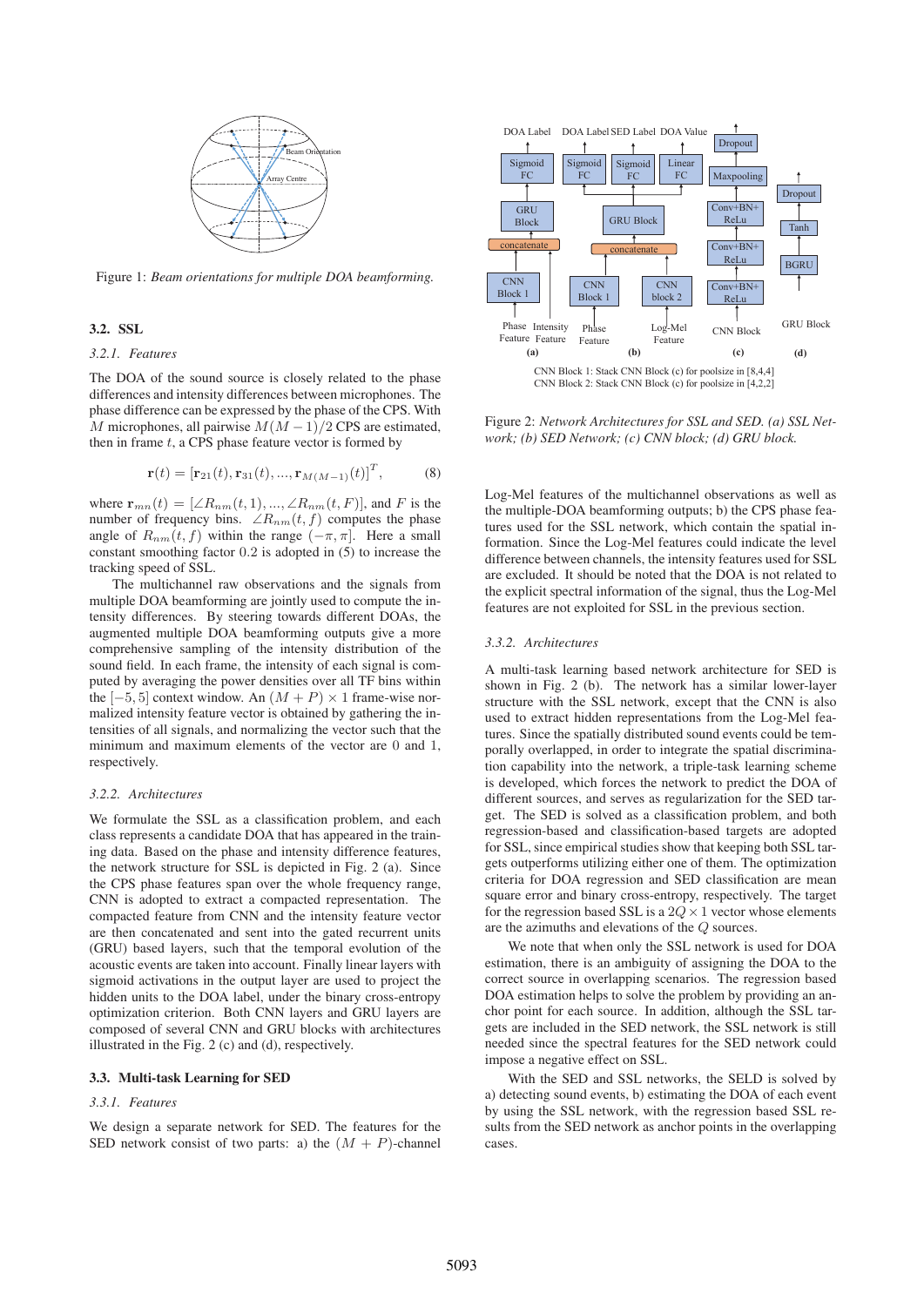Figure 1: *Beam orientations for multiple DOA beamforming.*

### 3.2. SSL

#### 3.2.1. Features

The DOA of the sound source is closely related to the phase differences and intensity differences between microphones. The phase difference can be expressed by the phase of the CPS. With $M$ microphones, all pairwise $M(M-1)/2$ CPS are estimated, then in frame $t$, a CPS phase feature vector is formed by

$$\mathbf{r}(t) = [\mathbf{r}_{21}(t), \mathbf{r}_{31}(t), ..., \mathbf{r}_{M(M-1)}(t)]^T, \tag{8}$$

where $\mathbf{r}_{mn}(t) = [\angle R_{nm}(t,1), ..., \angle R_{nm}(t,F)]$, and $F$ is the number of frequency bins. $\angle R_{nm}(t,f)$ computes the phase angle of $R_{nm}(t,f)$ within the range $(-\pi, \pi]$. Here a small constant smoothing factor 0.2 is adopted in (5) to increase the tracking speed of SSL.

The multichannel raw observations and the signals from multiple DOA beamforming are jointly used to compute the intensity differences. By steering towards different DOAs, the augmented multiple DOA beamforming outputs give a more comprehensive sampling of the intensity distribution of the sound field. In each frame, the intensity of each signal is computed by averaging the power densities over all TF bins within the $[-5, 5]$ context window. An $(M+P) \times 1$ frame-wise normalized intensity feature vector is obtained by gathering the intensities of all signals, and normalizing the vector such that the minimum and maximum elements of the vector are 0 and 1, respectively.

#### 3.2.2. Architectures

We formulate the SSL as a classification problem, and each class represents a candidate DOA that has appeared in the training data. Based on the phase and intensity difference features, the network structure for SSL is depicted in Fig. 2 (a). Since the CPS phase features span over the whole frequency range, CNN is adopted to extract a compacted representation. The compacted feature from CNN and the intensity feature vector are then concatenated and sent into the gated recurrent units (GRU) based layers, such that the temporal evolution of the acoustic events are taken into account. Finally linear layers with sigmoid activations in the output layer are used to project the hidden units to the DOA label, under the binary cross-entropy optimization criterion. Both CNN layers and GRU layers are composed of several CNN and GRU blocks with architectures illustrated in the Fig. 2 (c) and (d), respectively.

### 3.3. Multi-task Learning for SED

#### 3.3.1. Features

We design a separate network for SED. The features for the SED network consist of two parts: a) the $(M+P)$-channel Log-Mel features of the multichannel observations as well as the multiple-DOA beamforming outputs; b) the CPS phase features used for the SSL network, which contain the spatial information. Since the Log-Mel features could indicate the level difference between channels, the intensity features used for SSL are excluded. It should be noted that the DOA is not related to the explicit spectral information of the signal, thus the Log-Mel features are not exploited for SSL in the previous section.

Figure 2: *Network Architectures for SSL and SED. (a) SSL Network; (b) SED Network; (c) CNN block; (d) GRU block.*

#### 3.3.2. Architectures

A multi-task learning based network architecture for SED is shown in Fig. 2 (b). The network has a similar lower-layer structure with the SSL network, except that the CNN is also used to extract hidden representations from the Log-Mel features. Since the spatially distributed sound events could be temporally overlapped, in order to integrate the spatial discrimination capability into the network, a triple-task learning scheme is developed, which forces the network to predict the DOA of different sources, and serves as regularization for the SED target. The SED is solved as a classification problem, and both regression-based and classification-based targets are adopted for SSL, since empirical studies show that keeping both SSL targets outperforms utilizing either one of them. The optimization criteria for DOA regression and SED classification are mean square error and binary cross-entropy, respectively. The target for the regression based SSL is a $2Q \times 1$ vector whose elements are the azimuths and elevations of the $Q$ sources.

We note that when only the SSL network is used for DOA estimation, there is an ambiguity of assigning the DOA to the correct source in overlapping scenarios. The regression based DOA estimation helps to solve the problem by providing an anchor point for each source. In addition, although the SSL targets are included in the SED network, the SSL network is still needed since the spectral features for the SED network could impose a negative effect on SSL.

With the SED and SSL networks, the SELD is solved by a) detecting sound events, b) estimating the DOA of each event by using the SSL network, with the regression based SSL results from the SED network as anchor points in the overlapping cases.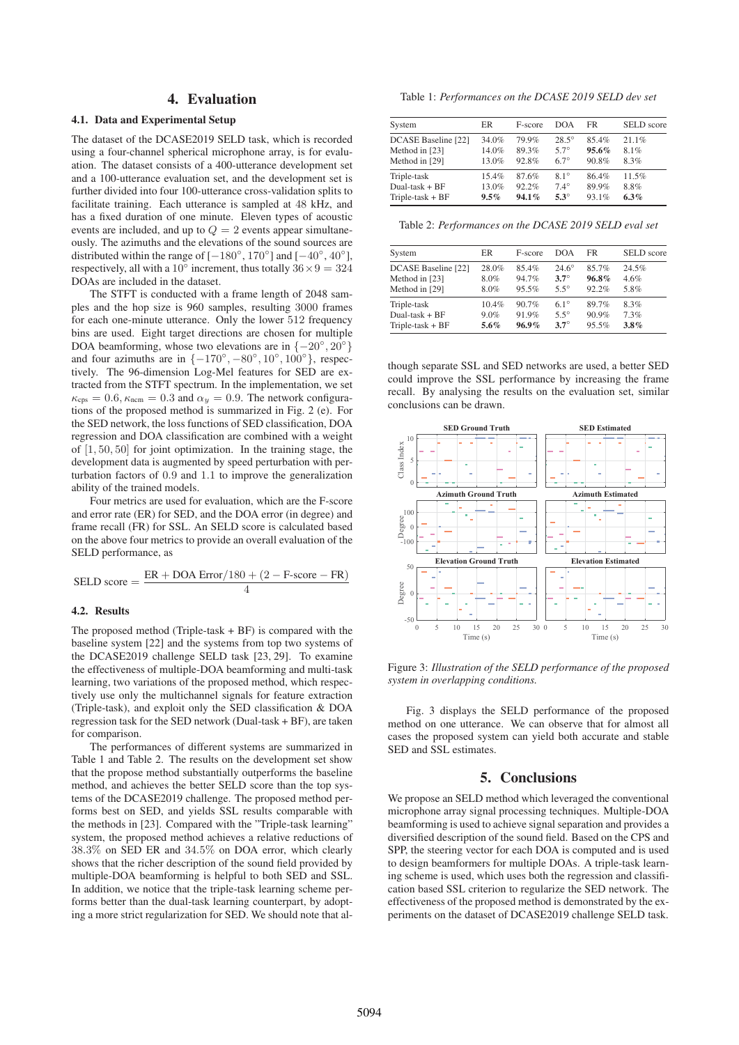## 4. Evaluation

### 4.1. Data and Experimental Setup

The dataset of the DCASE2019 SELD task, which is recorded using a four-channel spherical microphone array, is for evaluation. The dataset consists of a 400-utterance development set and a 100-utterance evaluation set, and the development set is further divided into four 100-utterance cross-validation splits to facilitate training. Each utterance is sampled at 48 kHz, and has a fixed duration of one minute. Eleven types of acoustic events are included, and up to $Q = 2$ events appear simultaneously. The azimuths and the elevations of the sound sources are distributed within the range of $[-180^\circ, 170^\circ]$ and $[-40^\circ, 40^\circ]$, respectively, all with a $10^\circ$ increment, thus totally $36 \times 9 = 324$ DOAs are included in the dataset.

The STFT is conducted with a frame length of 2048 samples and the hop size is 960 samples, resulting 3000 frames for each one-minute utterance. Only the lower 512 frequency bins are used. Eight target directions are chosen for multiple DOA beamforming, whose two elevations are in $\{-20^\circ, 20^\circ\}$ and four azimuths are in $\{-170^\circ, -80^\circ, 10^\circ, 100^\circ\}$, respectively. The 96-dimension Log-Mel features for SED are extracted from the STFT spectrum. In the implementation, we set $\kappa_{\text{cps}} = 0.6$, $\kappa_{\text{ncm}} = 0.3$ and $\alpha_y = 0.9$. The network configurations of the proposed method is summarized in Fig. 2 (e). For the SED network, the loss functions of SED classification, DOA regression and DOA classification are combined with a weight of $[1, 50, 50]$ for joint optimization. In the training stage, the development data is augmented by speed perturbation with perturbation factors of 0.9 and 1.1 to improve the generalization ability of the trained models.

Four metrics are used for evaluation, which are the F-score and error rate (ER) for SED, and the DOA error (in degree) and frame recall (FR) for SSL. An SELD score is calculated based on the above four metrics to provide an overall evaluation of the SELD performance, as

$$\text{SELD score} = \frac{\text{ER} + \text{DOA Error}/180 + (2 - \text{F-score} - \text{FR})}{4}$$

### 4.2. Results

The proposed method (Triple-task + BF) is compared with the baseline system [22] and the systems from top two systems of the DCASE2019 challenge SELD task [23, 29]. To examine the effectiveness of multiple-DOA beamforming and multi-task learning, two variations of the proposed method, which respectively use only the multichannel signals for feature extraction (Triple-task), and exploit only the SED classification & DOA regression task for the SED network (Dual-task + BF), are taken for comparison.

The performances of different systems are summarized in Table 1 and Table 2. The results on the development set show that the propose method substantially outperforms the baseline method, and achieves the better SELD score than the top systems of the DCASE2019 challenge. The proposed method performs best on SED, and yields SSL results comparable with the methods in [23]. Compared with the "Triple-task learning" system, the proposed method achieves a relative reductions of 38.3% on SED ER and 34.5% on DOA error, which clearly shows that the richer description of the sound field provided by multiple-DOA beamforming is helpful to both SED and SSL. In addition, we notice that the triple-task learning scheme performs better than the dual-task learning counterpart, by adopting a more strict regularization for SED. We should note that although separate SSL and SED networks are used, a better SED could improve the SSL performance by increasing the frame recall. By analysing the results on the evaluation set, similar conclusions can be drawn.

Table 1: *Performances on the DCASE 2019 SELD dev set*

| System | ER | F-score | DOA | FR | SELD score |
|---|---|---|---|---|---|
| DCASE Baseline [22] | 34.0% | 79.9% | 28.5° | 85.4% | 21.1% |
| Method in [23] | 14.0% | 89.3% | 5.7° | **95.6%** | 8.1% |
| Method in [29] | 13.0% | 92.8% | 6.7° | 90.8% | 8.3% |
| Triple-task | 15.4% | 87.6% | 8.1° | 86.4% | 11.5% |
| Dual-task + BF | 13.0% | 92.2% | 7.4° | 89.9% | 8.8% |
| Triple-task + BF | **9.5%** | **94.1%** | **5.3°** | 93.1% | **6.3%** |

Table 2: *Performances on the DCASE 2019 SELD eval set*

| System | ER | F-score | DOA | FR | SELD score |
|---|---|---|---|---|---|
| DCASE Baseline [22] | 28.0% | 85.4% | 24.6° | 85.7% | 24.5% |
| Method in [23] | 8.0% | 94.7% | **3.7°** | **96.8%** | 4.6% |
| Method in [29] | 8.0% | 95.5% | 5.5° | 92.2% | 5.8% |
| Triple-task | 10.4% | 90.7% | 6.1° | 89.7% | 8.3% |
| Dual-task + BF | 9.0% | 91.9% | 5.5° | 90.9% | 7.3% |
| Triple-task + BF | **5.6%** | **96.9%** | **3.7°** | 95.5% | **3.8%** |

Figure 3: *Illustration of the SELD performance of the proposed system in overlapping conditions.*

Fig. 3 displays the SELD performance of the proposed method on one utterance. We can observe that for almost all cases the proposed system can yield both accurate and stable SED and SSL estimates.

## 5. Conclusions

We propose an SELD method which leveraged the conventional microphone array signal processing techniques. Multiple-DOA beamforming is used to achieve signal separation and provides a diversified description of the sound field. Based on the CPS and SPP, the steering vector for each DOA is computed and is used to design beamformers for multiple DOAs. A triple-task learning scheme is used, which uses both the regression and classification based SSL criterion to regularize the SED network. The effectiveness of the proposed method is demonstrated by the experiments on the dataset of DCASE2019 challenge SELD task.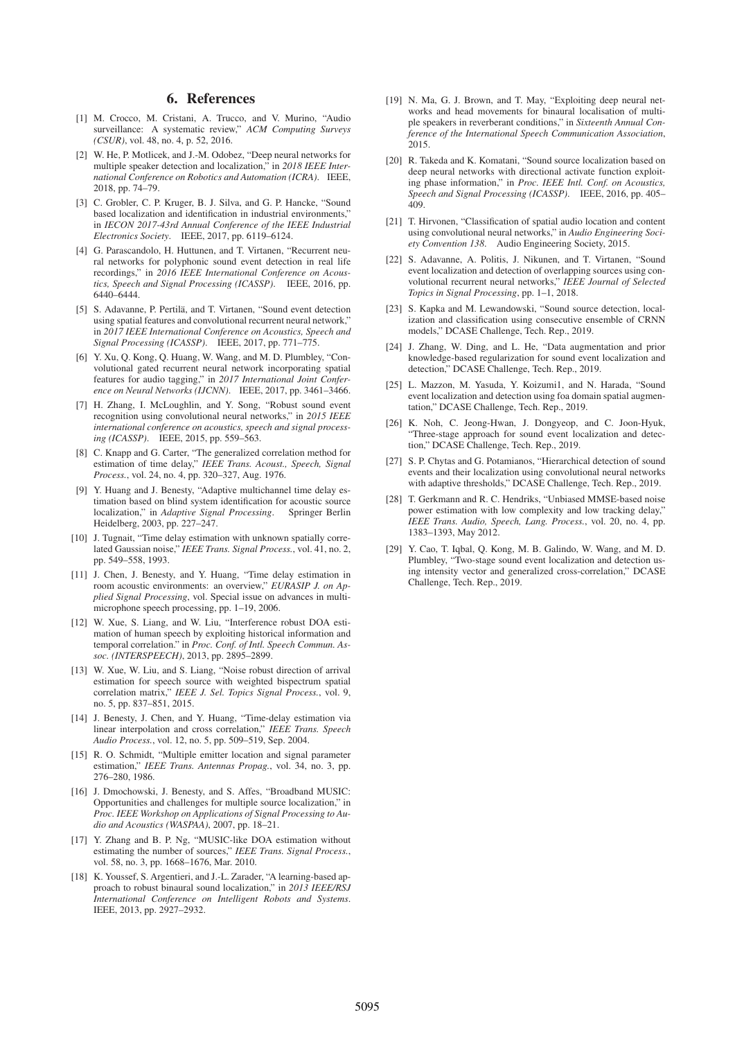## 6. References

[1] M. Crocco, M. Cristani, A. Trucco, and V. Murino, "Audio surveillance: A systematic review," *ACM Computing Surveys (CSUR)*, vol. 48, no. 4, p. 52, 2016.

[2] W. He, P. Motlicek, and J.-M. Odobez, "Deep neural networks for multiple speaker detection and localization," in *2018 IEEE International Conference on Robotics and Automation (ICRA)*. IEEE, 2018, pp. 74–79.

[3] C. Grobler, C. P. Kruger, B. J. Silva, and G. P. Hancke, "Sound based localization and identification in industrial environments," in *IECON 2017-43rd Annual Conference of the IEEE Industrial Electronics Society*. IEEE, 2017, pp. 6119–6124.

[4] G. Parascandolo, H. Huttunen, and T. Virtanen, "Recurrent neural networks for polyphonic sound event detection in real life recordings," in *2016 IEEE International Conference on Acoustics, Speech and Signal Processing (ICASSP)*. IEEE, 2016, pp. 6440–6444.

[5] S. Adavanne, P. Pertilä, and T. Virtanen, "Sound event detection using spatial features and convolutional recurrent neural network," in *2017 IEEE International Conference on Acoustics, Speech and Signal Processing (ICASSP)*. IEEE, 2017, pp. 771–775.

[6] Y. Xu, Q. Kong, Q. Huang, W. Wang, and M. D. Plumbley, "Convolutional gated recurrent neural network incorporating spatial features for audio tagging," in *2017 International Joint Conference on Neural Networks (IJCNN)*. IEEE, 2017, pp. 3461–3466.

[7] H. Zhang, I. McLoughlin, and Y. Song, "Robust sound event recognition using convolutional neural networks," in *2015 IEEE international conference on acoustics, speech and signal processing (ICASSP)*. IEEE, 2015, pp. 559–563.

[8] C. Knapp and G. Carter, "The generalized correlation method for estimation of time delay," *IEEE Trans. Acoust., Speech, Signal Process.*, vol. 24, no. 4, pp. 320–327, Aug. 1976.

[9] Y. Huang and J. Benesty, "Adaptive multichannel time delay estimation based on blind system identification for acoustic source localization," in *Adaptive Signal Processing*. Springer Berlin Heidelberg, 2003, pp. 227–247.

[10] J. Tugnait, "Time delay estimation with unknown spatially correlated Gaussian noise," *IEEE Trans. Signal Process.*, vol. 41, no. 2, pp. 549–558, 1993.

[11] J. Chen, J. Benesty, and Y. Huang, "Time delay estimation in room acoustic environments: an overview," *EURASIP J. on Applied Signal Processing*, vol. Special issue on advances in multimicrophone speech processing, pp. 1–19, 2006.

[12] W. Xue, S. Liang, and W. Liu, "Interference robust DOA estimation of human speech by exploiting historical information and temporal correlation." in *Proc. Conf. of Intl. Speech Commun. Assoc. (INTERSPEECH)*, 2013, pp. 2895–2899.

[13] W. Xue, W. Liu, and S. Liang, "Noise robust direction of arrival estimation for speech source with weighted bispectrum spatial correlation matrix," *IEEE J. Sel. Topics Signal Process.*, vol. 9, no. 5, pp. 837–851, 2015.

[14] J. Benesty, J. Chen, and Y. Huang, "Time-delay estimation via linear interpolation and cross correlation," *IEEE Trans. Speech Audio Process.*, vol. 12, no. 5, pp. 509–519, Sep. 2004.

[15] R. O. Schmidt, "Multiple emitter location and signal parameter estimation," *IEEE Trans. Antennas Propag.*, vol. 34, no. 3, pp. 276–280, 1986.

[16] J. Dmochowski, J. Benesty, and S. Affes, "Broadband MUSIC: Opportunities and challenges for multiple source localization," in *Proc. IEEE Workshop on Applications of Signal Processing to Audio and Acoustics (WASPAA)*, 2007, pp. 18–21.

[17] Y. Zhang and B. P. Ng, "MUSIC-like DOA estimation without estimating the number of sources," *IEEE Trans. Signal Process.*, vol. 58, no. 3, pp. 1668–1676, Mar. 2010.

[18] K. Youssef, S. Argentieri, and J.-L. Zarader, "A learning-based approach to robust binaural sound localization," in *2013 IEEE/RSJ International Conference on Intelligent Robots and Systems*. IEEE, 2013, pp. 2927–2932.

[19] N. Ma, G. J. Brown, and T. May, "Exploiting deep neural networks and head movements for binaural localisation of multiple speakers in reverberant conditions," in *Sixteenth Annual Conference of the International Speech Communication Association*, 2015.

[20] R. Takeda and K. Komatani, "Sound source localization based on deep neural networks with directional activate function exploiting phase information," in *Proc. IEEE Intl. Conf. on Acoustics, Speech and Signal Processing (ICASSP)*. IEEE, 2016, pp. 405–409.

[21] T. Hirvonen, "Classification of spatial audio location and content using convolutional neural networks," in *Audio Engineering Society Convention 138*. Audio Engineering Society, 2015.

[22] S. Adavanne, A. Politis, J. Nikunen, and T. Virtanen, "Sound event localization and detection of overlapping sources using convolutional recurrent neural networks," *IEEE Journal of Selected Topics in Signal Processing*, pp. 1–1, 2018.

[23] S. Kapka and M. Lewandowski, "Sound source detection, localization and classification using consecutive ensemble of CRNN models," DCASE Challenge, Tech. Rep., 2019.

[24] J. Zhang, W. Ding, and L. He, "Data augmentation and prior knowledge-based regularization for sound event localization and detection," DCASE Challenge, Tech. Rep., 2019.

[25] L. Mazzon, M. Yasuda, Y. Koizumi1, and N. Harada, "Sound event localization and detection using foa domain spatial augmentation," DCASE Challenge, Tech. Rep., 2019.

[26] K. Noh, C. Jeong-Hwan, J. Dongyeop, and C. Joon-Hyuk, "Three-stage approach for sound event localization and detection," DCASE Challenge, Tech. Rep., 2019.

[27] S. P. Chytas and G. Potamianos, "Hierarchical detection of sound events and their localization using convolutional neural networks with adaptive thresholds," DCASE Challenge, Tech. Rep., 2019.

[28] T. Gerkmann and R. C. Hendriks, "Unbiased MMSE-based noise power estimation with low complexity and low tracking delay," *IEEE Trans. Audio, Speech, Lang. Process.*, vol. 20, no. 4, pp. 1383–1393, May 2012.

[29] Y. Cao, T. Iqbal, Q. Kong, M. B. Galindo, W. Wang, and M. D. Plumbley, "Two-stage sound event localization and detection using intensity vector and generalized cross-correlation," DCASE Challenge, Tech. Rep., 2019.